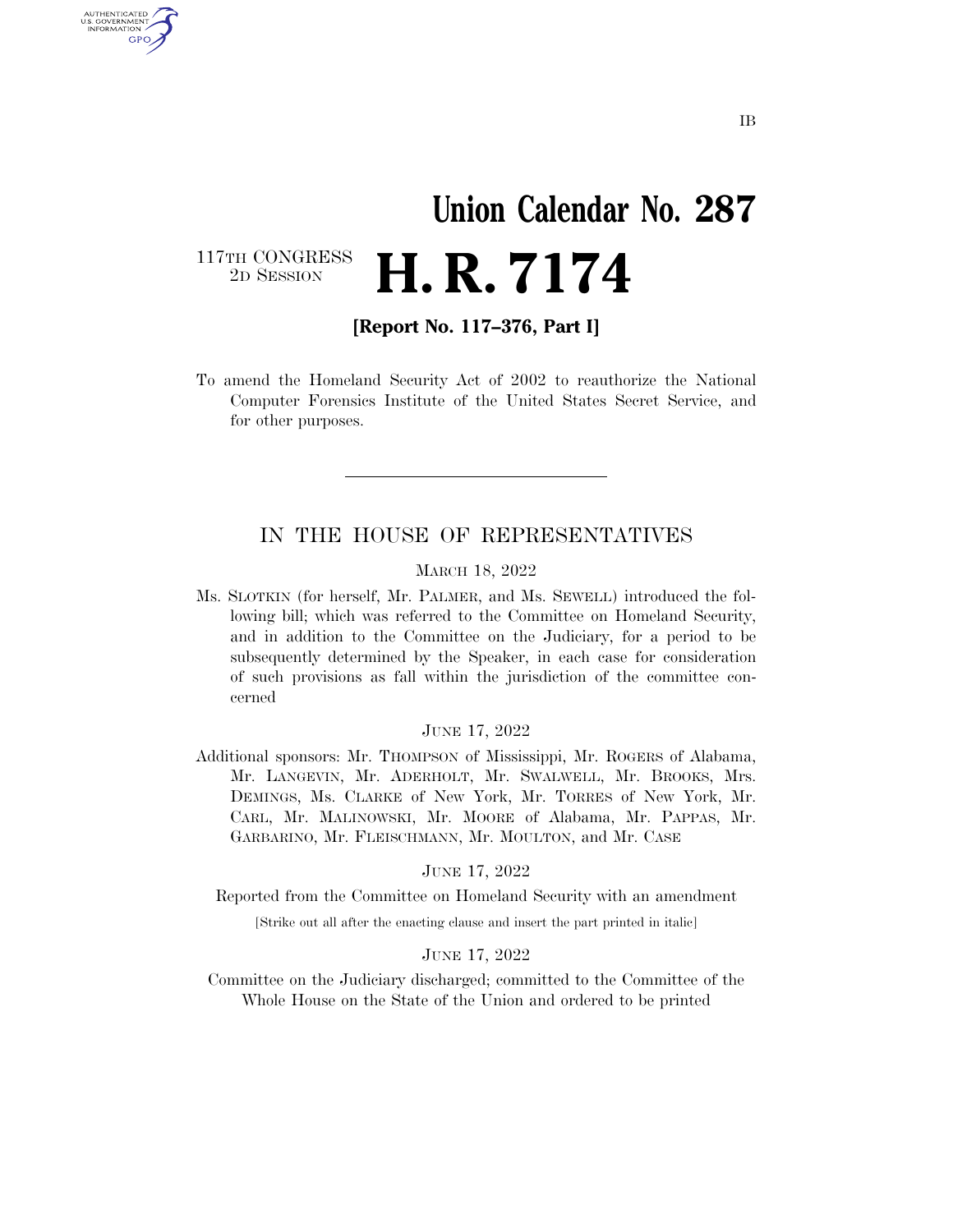IB

# Union Calendar No. 287

117TH CONGRESS
2D SESSION

# H. R. 7174

**[Report No. 117–376, Part I]**

To amend the Homeland Security Act of 2002 to reauthorize the National Computer Forensics Institute of the United States Secret Service, and for other purposes.

---

## IN THE HOUSE OF REPRESENTATIVES

MARCH 18, 2022

Ms. SLOTKIN (for herself, Mr. PALMER, and Ms. SEWELL) introduced the following bill; which was referred to the Committee on Homeland Security, and in addition to the Committee on the Judiciary, for a period to be subsequently determined by the Speaker, in each case for consideration of such provisions as fall within the jurisdiction of the committee concerned

JUNE 17, 2022

Additional sponsors: Mr. THOMPSON of Mississippi, Mr. ROGERS of Alabama, Mr. LANGEVIN, Mr. ADERHOLT, Mr. SWALWELL, Mr. BROOKS, Mrs. DEMINGS, Ms. CLARKE of New York, Mr. TORRES of New York, Mr. CARL, Mr. MALINOWSKI, Mr. MOORE of Alabama, Mr. PAPPAS, Mr. GARBARINO, Mr. FLEISCHMANN, Mr. MOULTON, and Mr. CASE

JUNE 17, 2022

Reported from the Committee on Homeland Security with an amendment

[Strike out all after the enacting clause and insert the part printed in italic]

JUNE 17, 2022

Committee on the Judiciary discharged; committed to the Committee of the Whole House on the State of the Union and ordered to be printed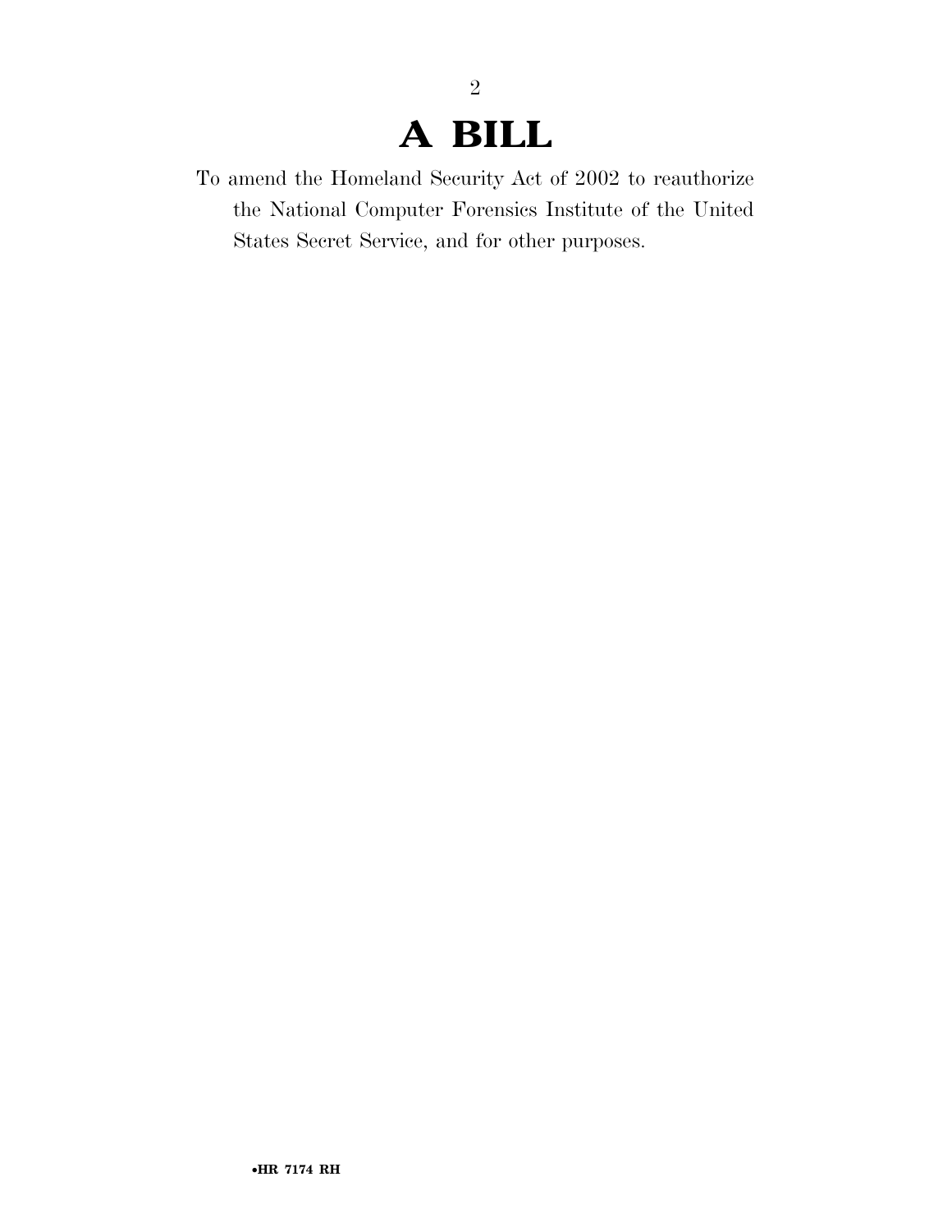# A BILL

To amend the Homeland Security Act of 2002 to reauthorize the National Computer Forensics Institute of the United States Secret Service, and for other purposes.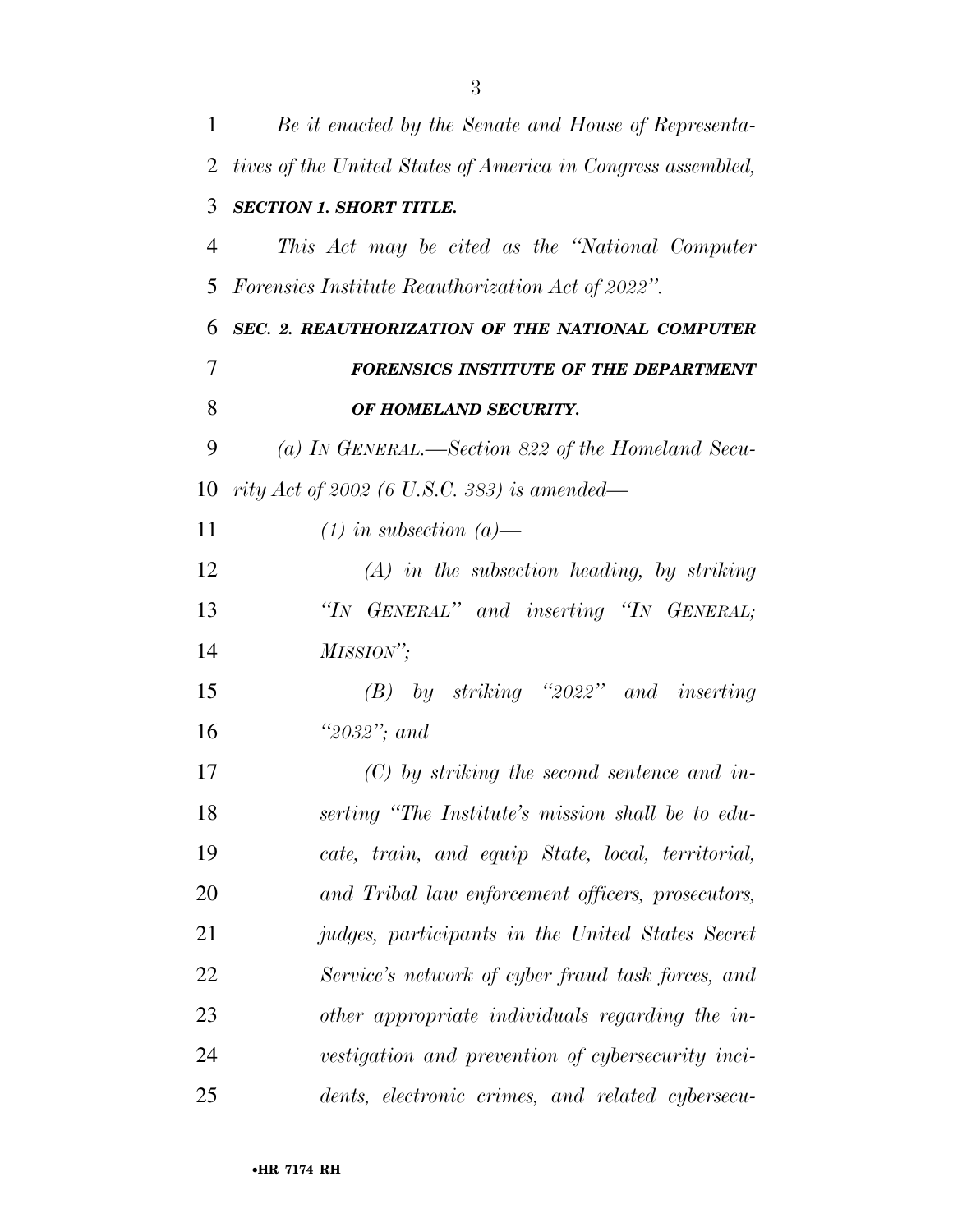*Be it enacted by the Senate and House of Representatives of the United States of America in Congress assembled,*

***SECTION 1. SHORT TITLE.***

*This Act may be cited as the "National Computer Forensics Institute Reauthorization Act of 2022".*

***SEC. 2. REAUTHORIZATION OF THE NATIONAL COMPUTER FORENSICS INSTITUTE OF THE DEPARTMENT OF HOMELAND SECURITY.***

*(a) IN GENERAL.—Section 822 of the Homeland Security Act of 2002 (6 U.S.C. 383) is amended—*

*(1) in subsection (a)—*

*(A) in the subsection heading, by striking "IN GENERAL" and inserting "IN GENERAL; MISSION";*

*(B) by striking "2022" and inserting "2032"; and*

*(C) by striking the second sentence and inserting "The Institute's mission shall be to educate, train, and equip State, local, territorial, and Tribal law enforcement officers, prosecutors, judges, participants in the United States Secret Service's network of cyber fraud task forces, and other appropriate individuals regarding the investigation and prevention of cybersecurity incidents, electronic crimes, and related cybersecu-*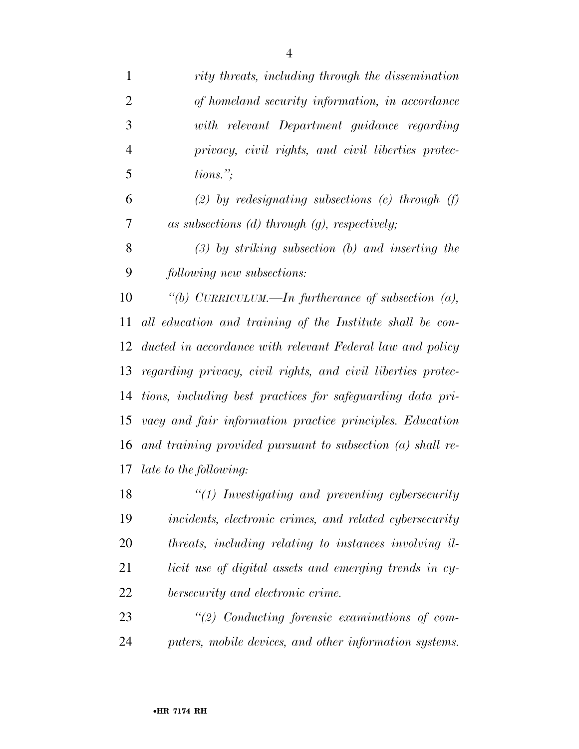*rity threats, including through the dissemination of homeland security information, in accordance with relevant Department guidance regarding privacy, civil rights, and civil liberties protections.";*

*(2) by redesignating subsections (c) through (f) as subsections (d) through (g), respectively;*

*(3) by striking subsection (b) and inserting the following new subsections:*

*"(b) CURRICULUM.—In furtherance of subsection (a), all education and training of the Institute shall be conducted in accordance with relevant Federal law and policy regarding privacy, civil rights, and civil liberties protections, including best practices for safeguarding data privacy and fair information practice principles. Education and training provided pursuant to subsection (a) shall relate to the following:*

*"(1) Investigating and preventing cybersecurity incidents, electronic crimes, and related cybersecurity threats, including relating to instances involving illicit use of digital assets and emerging trends in cybersecurity and electronic crime.*

*"(2) Conducting forensic examinations of computers, mobile devices, and other information systems.*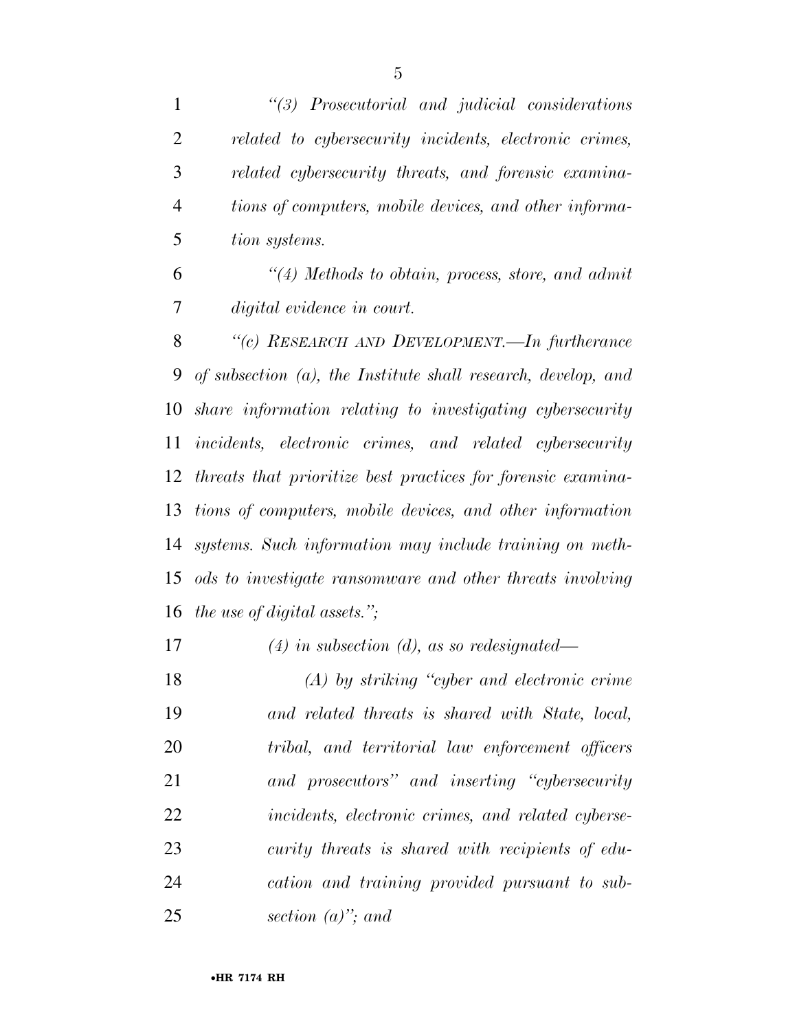*"(3) Prosecutorial and judicial considerations related to cybersecurity incidents, electronic crimes, related cybersecurity threats, and forensic examinations of computers, mobile devices, and other information systems.*

*"(4) Methods to obtain, process, store, and admit digital evidence in court.*

*"(c) RESEARCH AND DEVELOPMENT.—In furtherance of subsection (a), the Institute shall research, develop, and share information relating to investigating cybersecurity incidents, electronic crimes, and related cybersecurity threats that prioritize best practices for forensic examinations of computers, mobile devices, and other information systems. Such information may include training on methods to investigate ransomware and other threats involving the use of digital assets.";*

*(4) in subsection (d), as so redesignated—*

*(A) by striking "cyber and electronic crime and related threats is shared with State, local, tribal, and territorial law enforcement officers and prosecutors" and inserting "cybersecurity incidents, electronic crimes, and related cybersecurity threats is shared with recipients of education and training provided pursuant to subsection (a)"; and*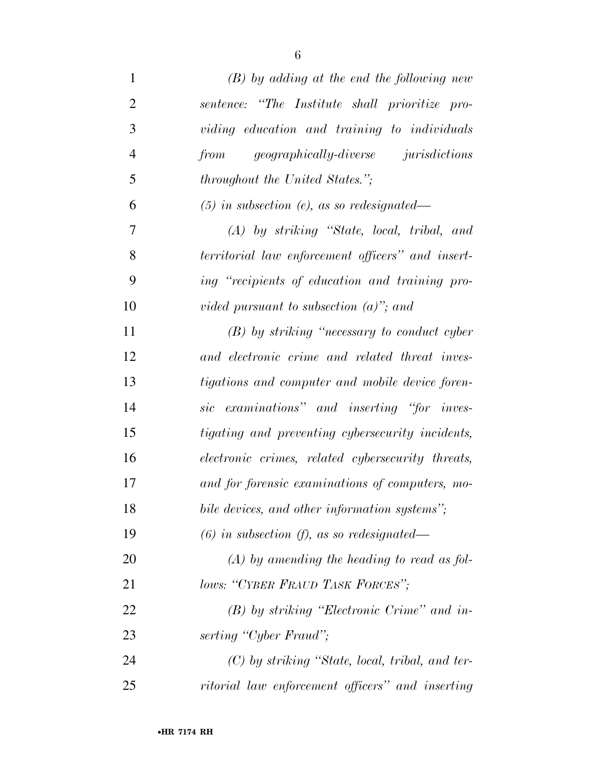*(B) by adding at the end the following new sentence: "The Institute shall prioritize providing education and training to individuals from geographically-diverse jurisdictions throughout the United States.";*

*(5) in subsection (e), as so redesignated—*

*(A) by striking "State, local, tribal, and territorial law enforcement officers" and inserting "recipients of education and training provided pursuant to subsection (a)"; and*

*(B) by striking "necessary to conduct cyber and electronic crime and related threat investigations and computer and mobile device forensic examinations" and inserting "for investigating and preventing cybersecurity incidents, electronic crimes, related cybersecurity threats, and for forensic examinations of computers, mobile devices, and other information systems";*

*(6) in subsection (f), as so redesignated—*

*(A) by amending the heading to read as follows: "CYBER FRAUD TASK FORCES";*

*(B) by striking "Electronic Crime" and inserting "Cyber Fraud";*

*(C) by striking "State, local, tribal, and territorial law enforcement officers" and inserting*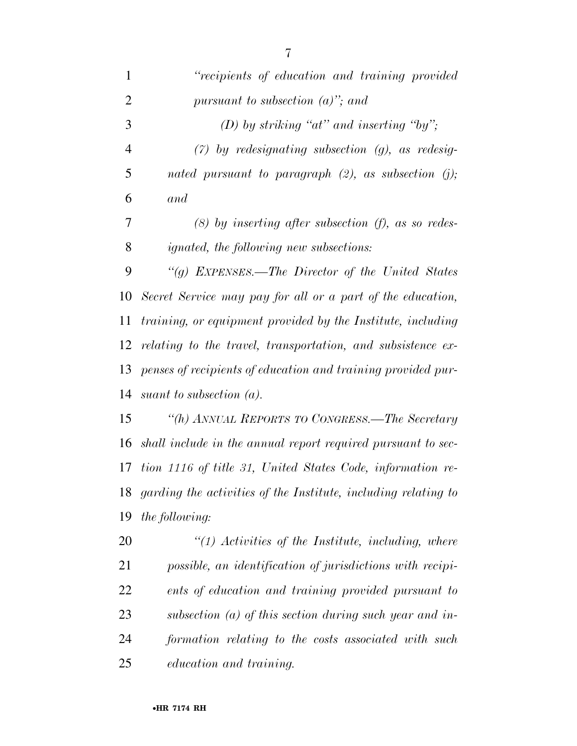*"recipients of education and training provided pursuant to subsection (a)"; and*

*(D) by striking "at" and inserting "by";*

*(7) by redesignating subsection (g), as redesignated pursuant to paragraph (2), as subsection (j); and*

*(8) by inserting after subsection (f), as so redesignated, the following new subsections:*

*"(g) EXPENSES.—The Director of the United States Secret Service may pay for all or a part of the education, training, or equipment provided by the Institute, including relating to the travel, transportation, and subsistence expenses of recipients of education and training provided pursuant to subsection (a).*

*"(h) ANNUAL REPORTS TO CONGRESS.—The Secretary shall include in the annual report required pursuant to section 1116 of title 31, United States Code, information regarding the activities of the Institute, including relating to the following:*

*"(1) Activities of the Institute, including, where possible, an identification of jurisdictions with recipients of education and training provided pursuant to subsection (a) of this section during such year and information relating to the costs associated with such education and training.*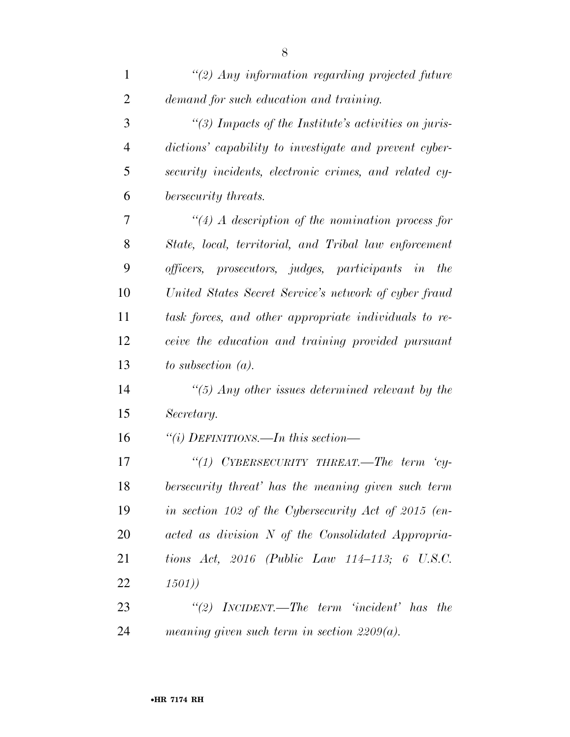*"(2) Any information regarding projected future demand for such education and training.*

*"(3) Impacts of the Institute's activities on jurisdictions' capability to investigate and prevent cybersecurity incidents, electronic crimes, and related cybersecurity threats.*

*"(4) A description of the nomination process for State, local, territorial, and Tribal law enforcement officers, prosecutors, judges, participants in the United States Secret Service's network of cyber fraud task forces, and other appropriate individuals to receive the education and training provided pursuant to subsection (a).*

*"(5) Any other issues determined relevant by the Secretary.*

*"(i) DEFINITIONS.—In this section—*

*"(1) CYBERSECURITY THREAT.—The term 'cybersecurity threat' has the meaning given such term in section 102 of the Cybersecurity Act of 2015 (enacted as division N of the Consolidated Appropriations Act, 2016 (Public Law 114–113; 6 U.S.C. 1501))*

*"(2) INCIDENT.—The term 'incident' has the meaning given such term in section 2209(a).*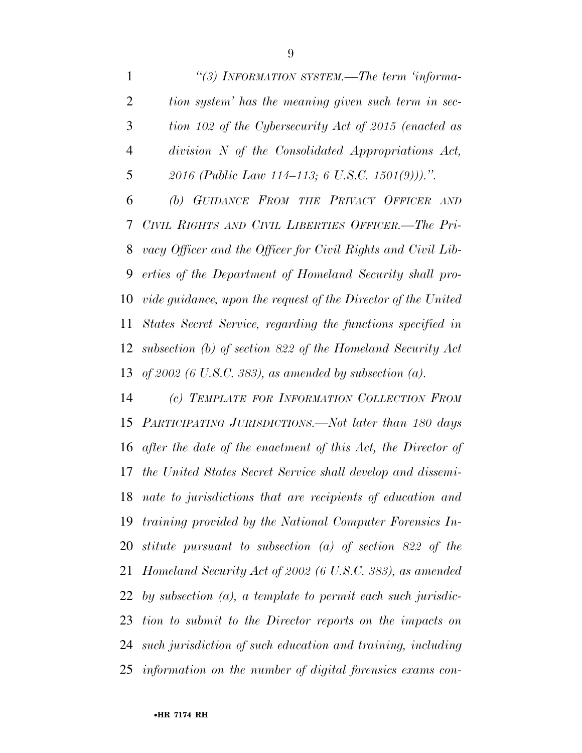*"(3) INFORMATION SYSTEM.—The term 'information system' has the meaning given such term in section 102 of the Cybersecurity Act of 2015 (enacted as division N of the Consolidated Appropriations Act, 2016 (Public Law 114–113; 6 U.S.C. 1501(9)))."*.

*(b) GUIDANCE FROM THE PRIVACY OFFICER AND CIVIL RIGHTS AND CIVIL LIBERTIES OFFICER.—The Privacy Officer and the Officer for Civil Rights and Civil Liberties of the Department of Homeland Security shall provide guidance, upon the request of the Director of the United States Secret Service, regarding the functions specified in subsection (b) of section 822 of the Homeland Security Act of 2002 (6 U.S.C. 383), as amended by subsection (a).*

*(c) TEMPLATE FOR INFORMATION COLLECTION FROM PARTICIPATING JURISDICTIONS.—Not later than 180 days after the date of the enactment of this Act, the Director of the United States Secret Service shall develop and disseminate to jurisdictions that are recipients of education and training provided by the National Computer Forensics Institute pursuant to subsection (a) of section 822 of the Homeland Security Act of 2002 (6 U.S.C. 383), as amended by subsection (a), a template to permit each such jurisdiction to submit to the Director reports on the impacts on such jurisdiction of such education and training, including information on the number of digital forensics exams con-*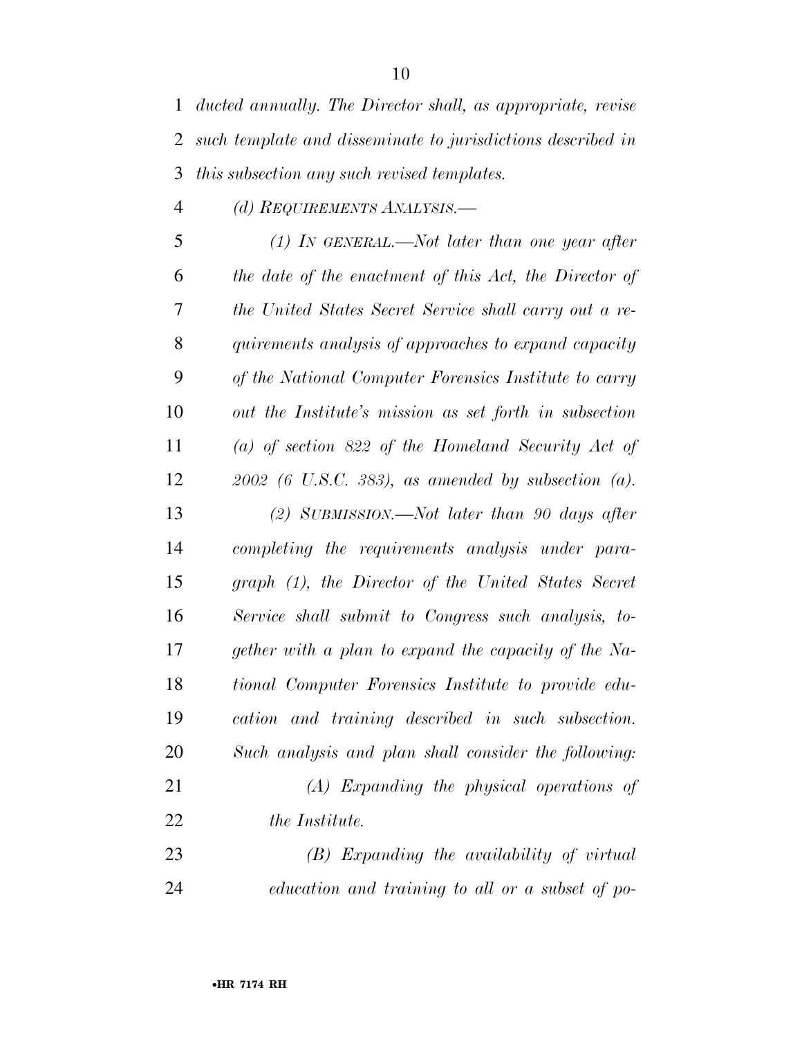*ducted annually. The Director shall, as appropriate, revise such template and disseminate to jurisdictions described in this subsection any such revised templates.*

*(d) REQUIREMENTS ANALYSIS.—*

*(1) IN GENERAL.—Not later than one year after the date of the enactment of this Act, the Director of the United States Secret Service shall carry out a requirements analysis of approaches to expand capacity of the National Computer Forensics Institute to carry out the Institute's mission as set forth in subsection (a) of section 822 of the Homeland Security Act of 2002 (6 U.S.C. 383), as amended by subsection (a).*

*(2) SUBMISSION.—Not later than 90 days after completing the requirements analysis under paragraph (1), the Director of the United States Secret Service shall submit to Congress such analysis, together with a plan to expand the capacity of the National Computer Forensics Institute to provide education and training described in such subsection. Such analysis and plan shall consider the following:*

*(A) Expanding the physical operations of the Institute.*

*(B) Expanding the availability of virtual education and training to all or a subset of po-*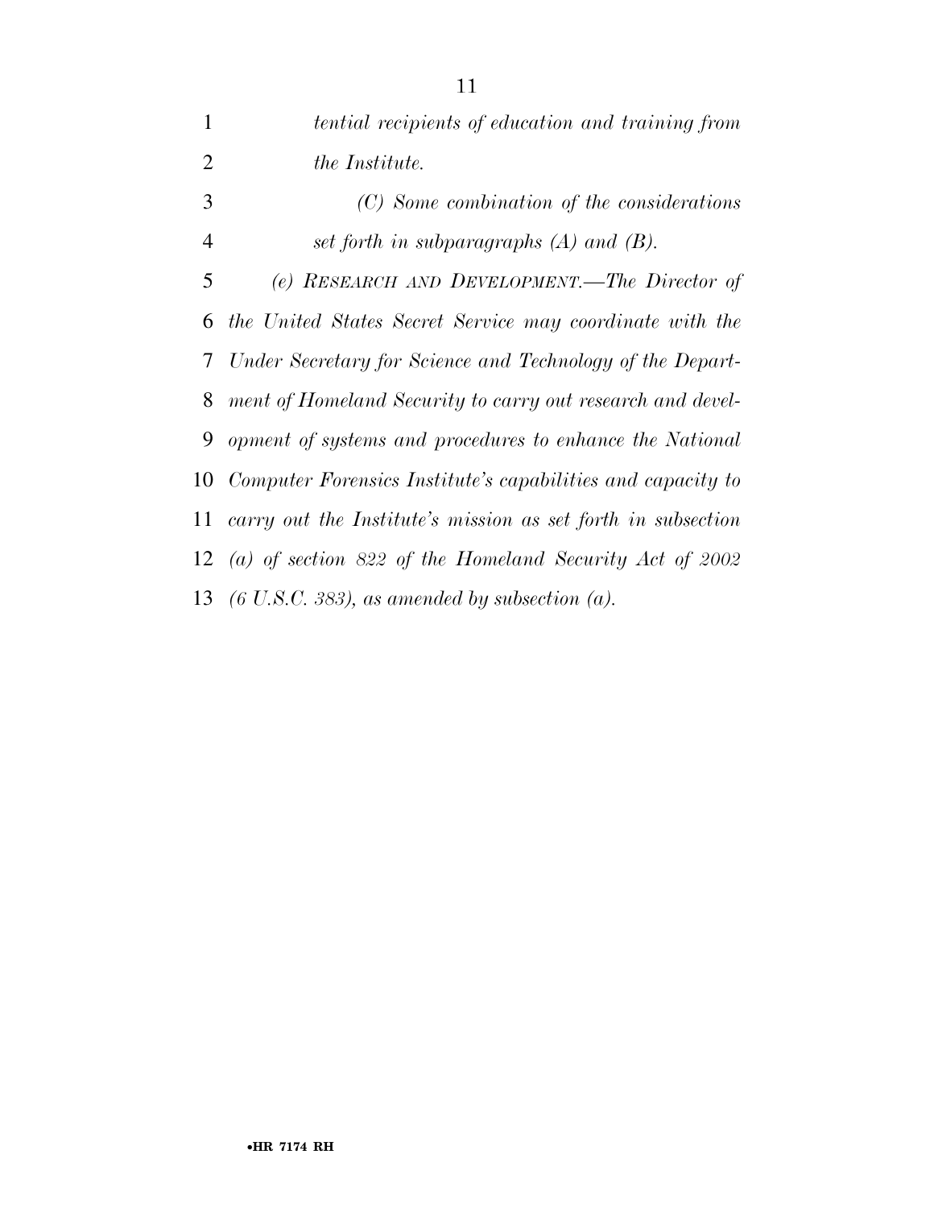*tential recipients of education and training from the Institute.*

*(C) Some combination of the considerations set forth in subparagraphs (A) and (B).*

*(e) RESEARCH AND DEVELOPMENT.—The Director of the United States Secret Service may coordinate with the Under Secretary for Science and Technology of the Department of Homeland Security to carry out research and development of systems and procedures to enhance the National Computer Forensics Institute's capabilities and capacity to carry out the Institute's mission as set forth in subsection (a) of section 822 of the Homeland Security Act of 2002 (6 U.S.C. 383), as amended by subsection (a).*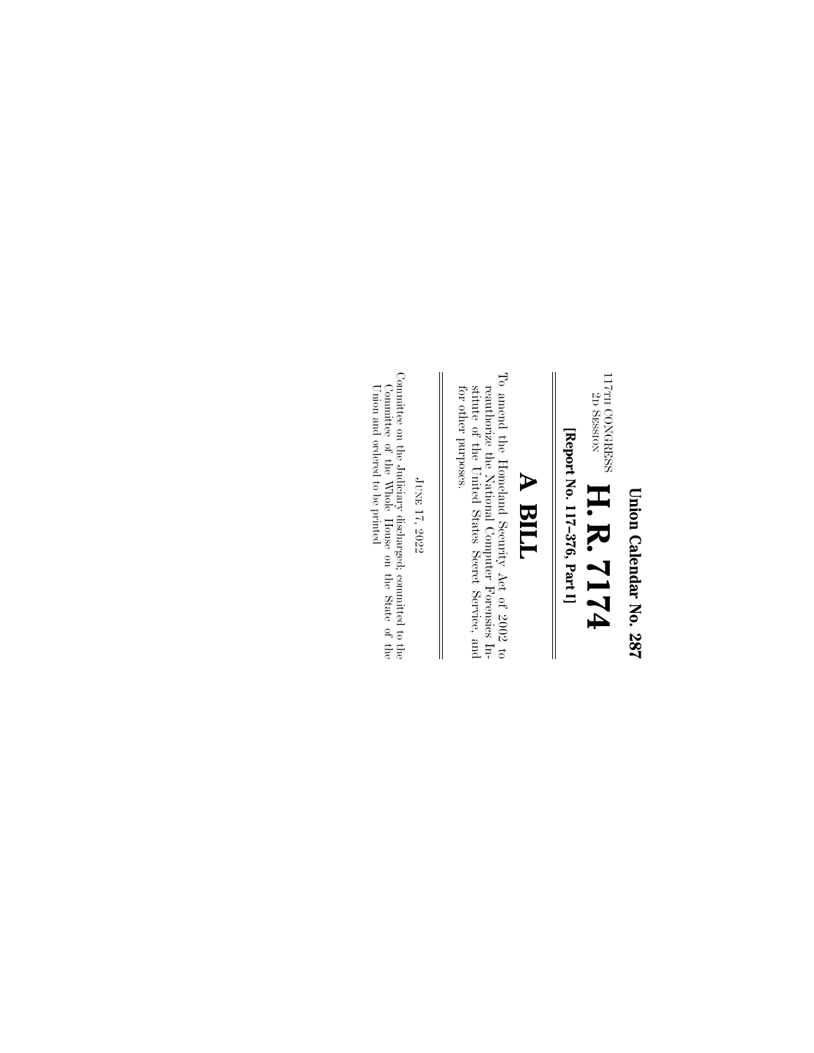# Union Calendar No. 287

117TH CONGRESS
2D SESSION

# H. R. 7174

**[Report No. 117–376, Part I]**

---

# A BILL

To amend the Homeland Security Act of 2002 to reauthorize the National Computer Forensics Institute of the United States Secret Service, and for other purposes.

---

JUNE 17, 2022

Committee on the Judiciary discharged; committed to the Committee of the Whole House on the State of the Union and ordered to be printed